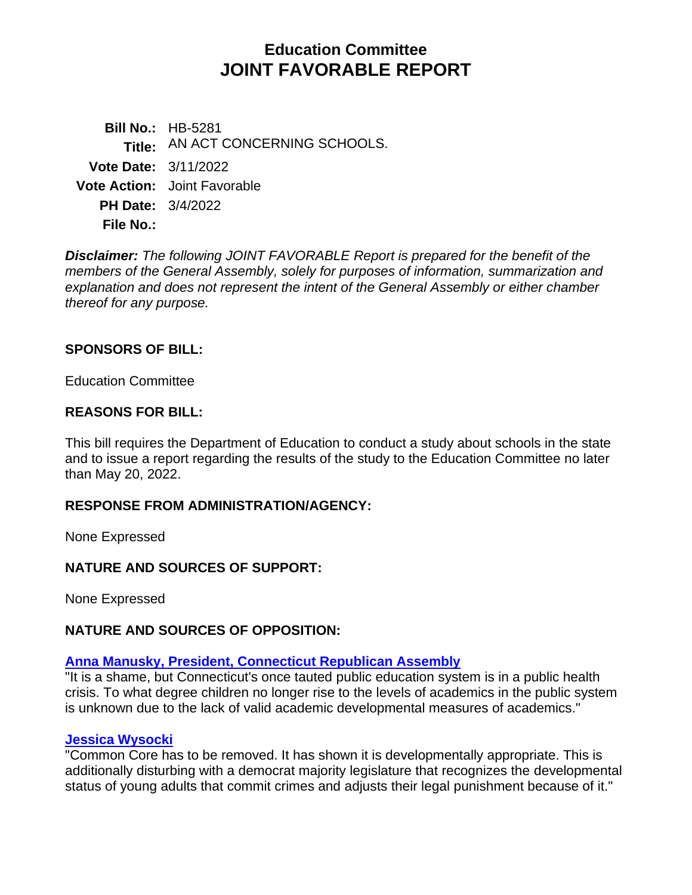# Education Committee
# JOINT FAVORABLE REPORT

**Bill No.:** HB-5281
**Title:** AN ACT CONCERNING SCHOOLS.
**Vote Date:** 3/11/2022
**Vote Action:** Joint Favorable
**PH Date:** 3/4/2022
**File No.:**

***Disclaimer:*** *The following JOINT FAVORABLE Report is prepared for the benefit of the members of the General Assembly, solely for purposes of information, summarization and explanation and does not represent the intent of the General Assembly or either chamber thereof for any purpose.*

## SPONSORS OF BILL:

Education Committee

## REASONS FOR BILL:

This bill requires the Department of Education to conduct a study about schools in the state and to issue a report regarding the results of the study to the Education Committee no later than May 20, 2022.

## RESPONSE FROM ADMINISTRATION/AGENCY:

None Expressed

## NATURE AND SOURCES OF SUPPORT:

None Expressed

## NATURE AND SOURCES OF OPPOSITION:

**Anna Manusky, President, Connecticut Republican Assembly**
"It is a shame, but Connecticut's once tauted public education system is in a public health crisis. To what degree children no longer rise to the levels of academics in the public system is unknown due to the lack of valid academic developmental measures of academics."

**Jessica Wysocki**
"Common Core has to be removed. It has shown it is developmentally appropriate. This is additionally disturbing with a democrat majority legislature that recognizes the developmental status of young adults that commit crimes and adjusts their legal punishment because of it."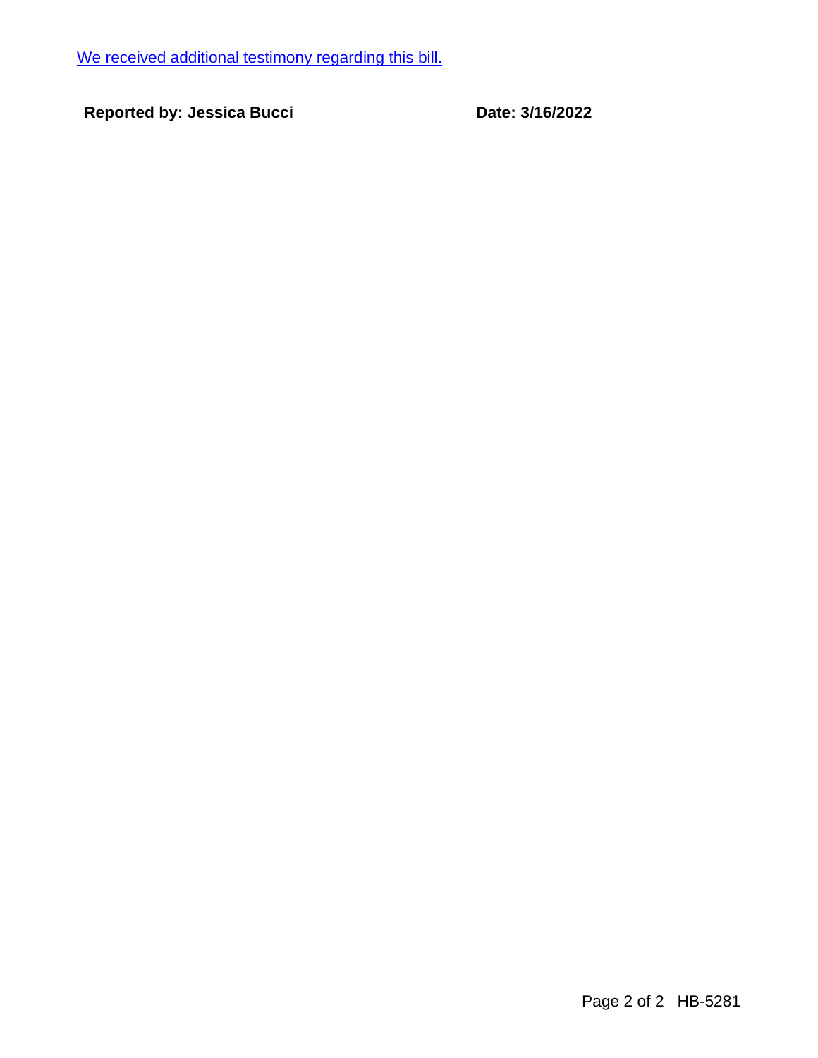We received additional testimony regarding this bill.

**Reported by: Jessica Bucci** **Date: 3/16/2022**